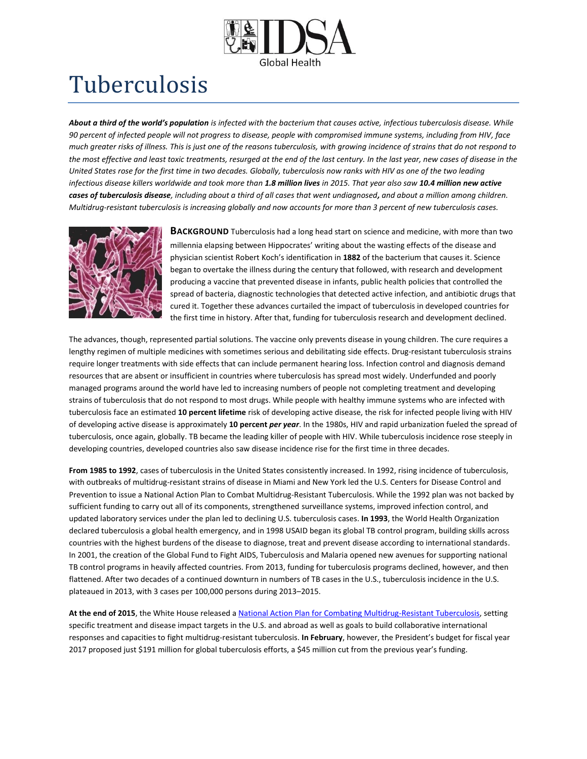# Tuberculosis

***About a third of the world's population*** *is infected with the bacterium that causes active, infectious tuberculosis disease. While 90 percent of infected people will not progress to disease, people with compromised immune systems, including from HIV, face much greater risks of illness. This is just one of the reasons tuberculosis, with growing incidence of strains that do not respond to the most effective and least toxic treatments, resurged at the end of the last century. In the last year, new cases of disease in the United States rose for the first time in two decades. Globally, tuberculosis now ranks with HIV as one of the two leading infectious disease killers worldwide and took more than* ***1.8 million lives*** *in 2015. That year also saw* ***10.4 million new active cases of tuberculosis disease****, including about a third of all cases that went undiagnosed****,*** *and about a million among children. Multidrug-resistant tuberculosis is increasing globally and now accounts for more than 3 percent of new tuberculosis cases.*

**BACKGROUND** Tuberculosis had a long head start on science and medicine, with more than two millennia elapsing between Hippocrates' writing about the wasting effects of the disease and physician scientist Robert Koch's identification in **1882** of the bacterium that causes it. Science began to overtake the illness during the century that followed, with research and development producing a vaccine that prevented disease in infants, public health policies that controlled the spread of bacteria, diagnostic technologies that detected active infection, and antibiotic drugs that cured it. Together these advances curtailed the impact of tuberculosis in developed countries for the first time in history. After that, funding for tuberculosis research and development declined.

The advances, though, represented partial solutions. The vaccine only prevents disease in young children. The cure requires a lengthy regimen of multiple medicines with sometimes serious and debilitating side effects. Drug-resistant tuberculosis strains require longer treatments with side effects that can include permanent hearing loss. Infection control and diagnosis demand resources that are absent or insufficient in countries where tuberculosis has spread most widely. Underfunded and poorly managed programs around the world have led to increasing numbers of people not completing treatment and developing strains of tuberculosis that do not respond to most drugs. While people with healthy immune systems who are infected with tuberculosis face an estimated **10 percent lifetime** risk of developing active disease, the risk for infected people living with HIV of developing active disease is approximately **10 percent** ***per year***. In the 1980s, HIV and rapid urbanization fueled the spread of tuberculosis, once again, globally. TB became the leading killer of people with HIV. While tuberculosis incidence rose steeply in developing countries, developed countries also saw disease incidence rise for the first time in three decades.

**From 1985 to 1992**, cases of tuberculosis in the United States consistently increased. In 1992, rising incidence of tuberculosis, with outbreaks of multidrug-resistant strains of disease in Miami and New York led the U.S. Centers for Disease Control and Prevention to issue a National Action Plan to Combat Multidrug-Resistant Tuberculosis. While the 1992 plan was not backed by sufficient funding to carry out all of its components, strengthened surveillance systems, improved infection control, and updated laboratory services under the plan led to declining U.S. tuberculosis cases. **In 1993**, the World Health Organization declared tuberculosis a global health emergency, and in 1998 USAID began its global TB control program, building skills across countries with the highest burdens of the disease to diagnose, treat and prevent disease according to international standards. In 2001, the creation of the Global Fund to Fight AIDS, Tuberculosis and Malaria opened new avenues for supporting national TB control programs in heavily affected countries. From 2013, funding for tuberculosis programs declined, however, and then flattened. After two decades of a continued downturn in numbers of TB cases in the U.S., tuberculosis incidence in the U.S. plateaued in 2013, with 3 cases per 100,000 persons during 2013–2015.

**At the end of 2015**, the White House released a National Action Plan for Combating Multidrug-Resistant Tuberculosis, setting specific treatment and disease impact targets in the U.S. and abroad as well as goals to build collaborative international responses and capacities to fight multidrug-resistant tuberculosis. **In February**, however, the President's budget for fiscal year 2017 proposed just $191 million for global tuberculosis efforts, a $45 million cut from the previous year's funding.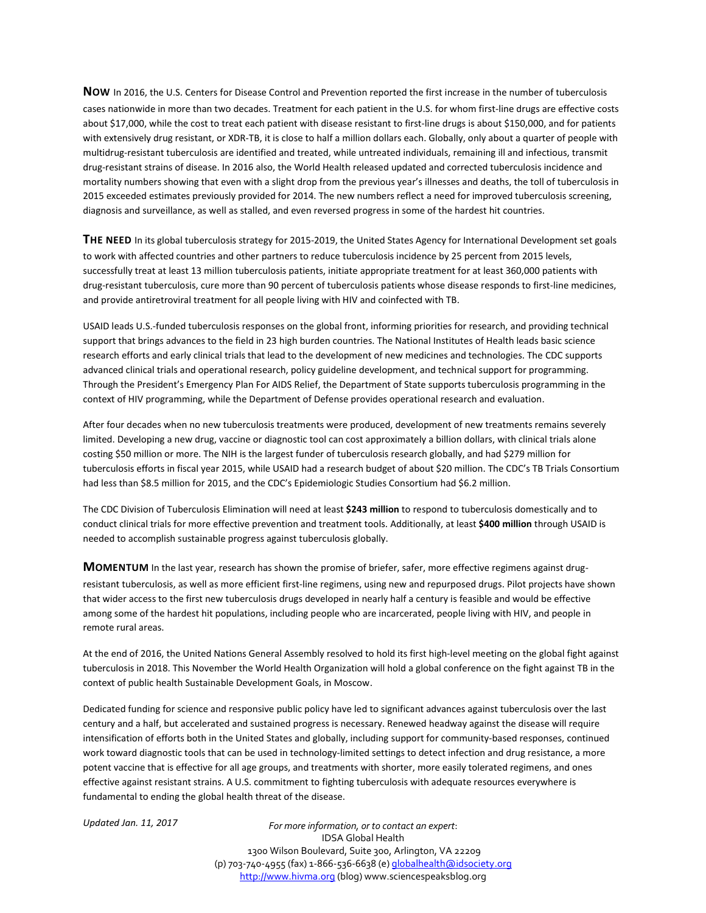**NOW** In 2016, the U.S. Centers for Disease Control and Prevention reported the first increase in the number of tuberculosis cases nationwide in more than two decades. Treatment for each patient in the U.S. for whom first-line drugs are effective costs about $17,000, while the cost to treat each patient with disease resistant to first-line drugs is about $150,000, and for patients with extensively drug resistant, or XDR-TB, it is close to half a million dollars each. Globally, only about a quarter of people with multidrug-resistant tuberculosis are identified and treated, while untreated individuals, remaining ill and infectious, transmit drug-resistant strains of disease. In 2016 also, the World Health released updated and corrected tuberculosis incidence and mortality numbers showing that even with a slight drop from the previous year's illnesses and deaths, the toll of tuberculosis in 2015 exceeded estimates previously provided for 2014. The new numbers reflect a need for improved tuberculosis screening, diagnosis and surveillance, as well as stalled, and even reversed progress in some of the hardest hit countries.

**THE NEED** In its global tuberculosis strategy for 2015-2019, the United States Agency for International Development set goals to work with affected countries and other partners to reduce tuberculosis incidence by 25 percent from 2015 levels, successfully treat at least 13 million tuberculosis patients, initiate appropriate treatment for at least 360,000 patients with drug-resistant tuberculosis, cure more than 90 percent of tuberculosis patients whose disease responds to first-line medicines, and provide antiretroviral treatment for all people living with HIV and coinfected with TB.

USAID leads U.S.-funded tuberculosis responses on the global front, informing priorities for research, and providing technical support that brings advances to the field in 23 high burden countries. The National Institutes of Health leads basic science research efforts and early clinical trials that lead to the development of new medicines and technologies. The CDC supports advanced clinical trials and operational research, policy guideline development, and technical support for programming. Through the President's Emergency Plan For AIDS Relief, the Department of State supports tuberculosis programming in the context of HIV programming, while the Department of Defense provides operational research and evaluation.

After four decades when no new tuberculosis treatments were produced, development of new treatments remains severely limited. Developing a new drug, vaccine or diagnostic tool can cost approximately a billion dollars, with clinical trials alone costing $50 million or more. The NIH is the largest funder of tuberculosis research globally, and had $279 million for tuberculosis efforts in fiscal year 2015, while USAID had a research budget of about $20 million. The CDC's TB Trials Consortium had less than $8.5 million for 2015, and the CDC's Epidemiologic Studies Consortium had $6.2 million.

The CDC Division of Tuberculosis Elimination will need at least **$243 million** to respond to tuberculosis domestically and to conduct clinical trials for more effective prevention and treatment tools. Additionally, at least **$400 million** through USAID is needed to accomplish sustainable progress against tuberculosis globally.

**MOMENTUM** In the last year, research has shown the promise of briefer, safer, more effective regimens against drug-resistant tuberculosis, as well as more efficient first-line regimens, using new and repurposed drugs. Pilot projects have shown that wider access to the first new tuberculosis drugs developed in nearly half a century is feasible and would be effective among some of the hardest hit populations, including people who are incarcerated, people living with HIV, and people in remote rural areas.

At the end of 2016, the United Nations General Assembly resolved to hold its first high-level meeting on the global fight against tuberculosis in 2018. This November the World Health Organization will hold a global conference on the fight against TB in the context of public health Sustainable Development Goals, in Moscow.

Dedicated funding for science and responsive public policy have led to significant advances against tuberculosis over the last century and a half, but accelerated and sustained progress is necessary. Renewed headway against the disease will require intensification of efforts both in the United States and globally, including support for community-based responses, continued work toward diagnostic tools that can be used in technology-limited settings to detect infection and drug resistance, a more potent vaccine that is effective for all age groups, and treatments with shorter, more easily tolerated regimens, and ones effective against resistant strains. A U.S. commitment to fighting tuberculosis with adequate resources everywhere is fundamental to ending the global health threat of the disease.

*Updated Jan. 11, 2017*

*For more information, or to contact an expert*:
IDSA Global Health
1300 Wilson Boulevard, Suite 300, Arlington, VA 22209
(p) 703-740-4955 (fax) 1-866-536-6638 (e) globalhealth@idsociety.org
http://www.hivma.org (blog) www.sciencespeaksblog.org